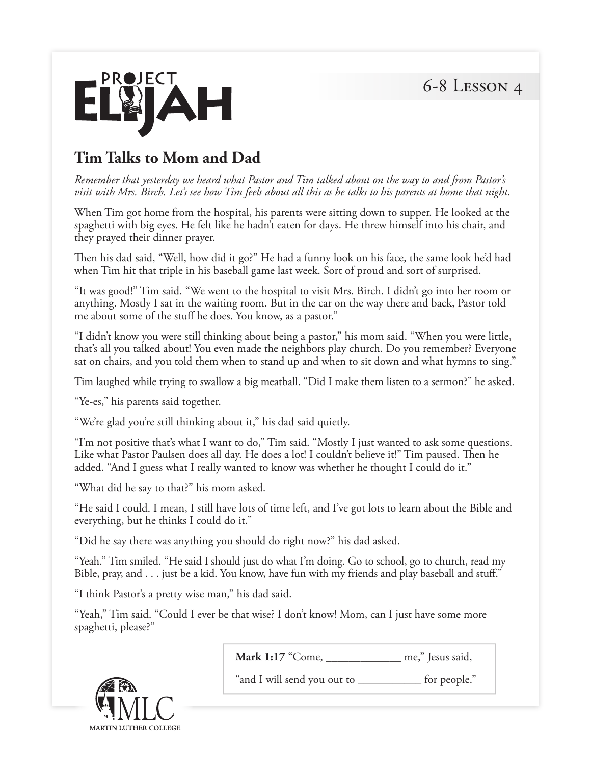# Project Elijah

6-8 Lesson 4

## Tim Talks to Mom and Dad

*Remember that yesterday we heard what Pastor and Tim talked about on the way to and from Pastor's visit with Mrs. Birch. Let's see how Tim feels about all this as he talks to his parents at home that night.*

When Tim got home from the hospital, his parents were sitting down to supper. He looked at the spaghetti with big eyes. He felt like he hadn't eaten for days. He threw himself into his chair, and they prayed their dinner prayer.

Then his dad said, "Well, how did it go?" He had a funny look on his face, the same look he'd had when Tim hit that triple in his baseball game last week. Sort of proud and sort of surprised.

"It was good!" Tim said. "We went to the hospital to visit Mrs. Birch. I didn't go into her room or anything. Mostly I sat in the waiting room. But in the car on the way there and back, Pastor told me about some of the stuff he does. You know, as a pastor."

"I didn't know you were still thinking about being a pastor," his mom said. "When you were little, that's all you talked about! You even made the neighbors play church. Do you remember? Everyone sat on chairs, and you told them when to stand up and when to sit down and what hymns to sing."

Tim laughed while trying to swallow a big meatball. "Did I make them listen to a sermon?" he asked.

"Ye-es," his parents said together.

"We're glad you're still thinking about it," his dad said quietly.

"I'm not positive that's what I want to do," Tim said. "Mostly I just wanted to ask some questions. Like what Pastor Paulsen does all day. He does a lot! I couldn't believe it!" Tim paused. Then he added. "And I guess what I really wanted to know was whether he thought I could do it."

"What did he say to that?" his mom asked.

"He said I could. I mean, I still have lots of time left, and I've got lots to learn about the Bible and everything, but he thinks I could do it."

"Did he say there was anything you should do right now?" his dad asked.

"Yeah." Tim smiled. "He said I should just do what I'm doing. Go to school, go to church, read my Bible, pray, and . . . just be a kid. You know, have fun with my friends and play baseball and stuff."

"I think Pastor's a pretty wise man," his dad said.

"Yeah," Tim said. "Could I ever be that wise? I don't know! Mom, can I just have some more spaghetti, please?"

> **Mark 1:17** "Come, _____________ me," Jesus said,
>
> "and I will send you out to ___________ for people."

MLC
Martin Luther College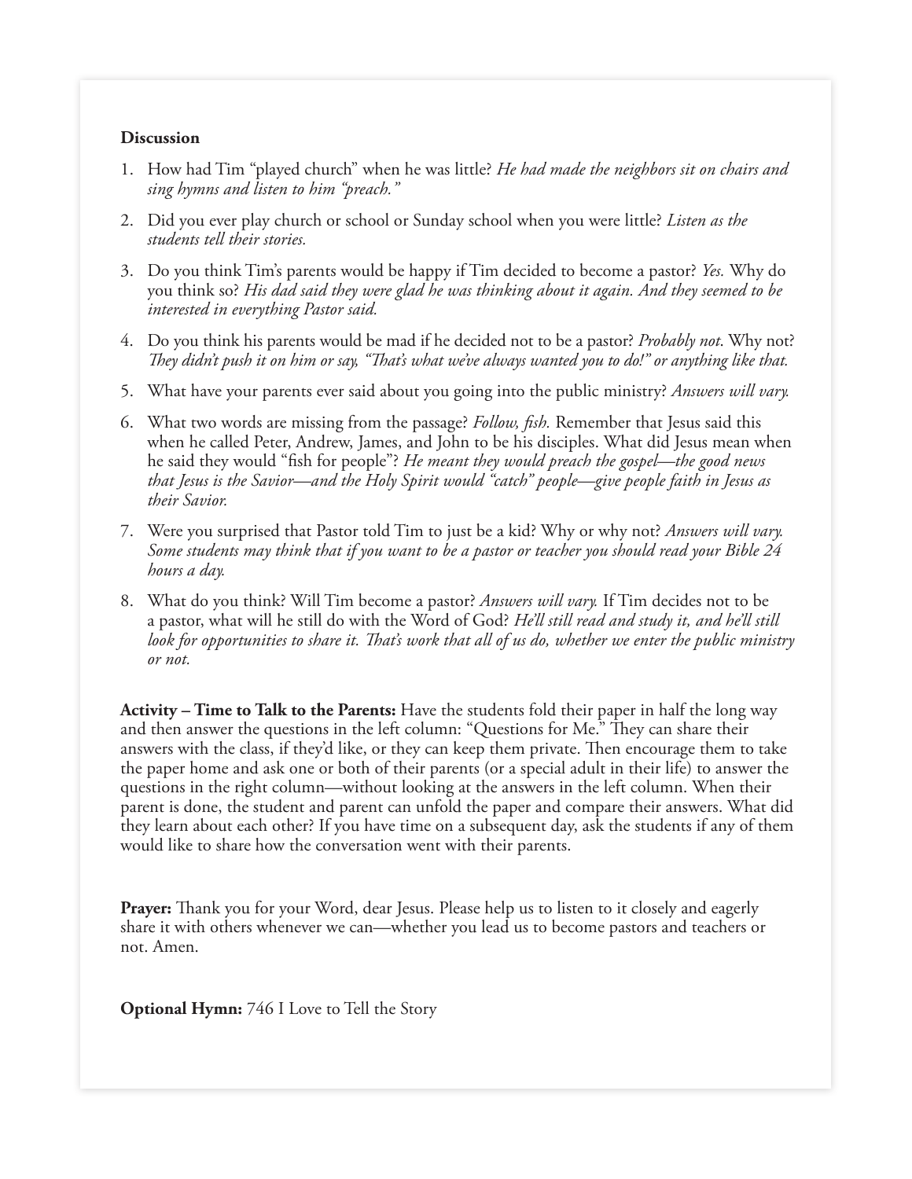**Discussion**

1. How had Tim "played church" when he was little? *He had made the neighbors sit on chairs and sing hymns and listen to him "preach."*
2. Did you ever play church or school or Sunday school when you were little? *Listen as the students tell their stories.*
3. Do you think Tim's parents would be happy if Tim decided to become a pastor? *Yes.* Why do you think so? *His dad said they were glad he was thinking about it again. And they seemed to be interested in everything Pastor said.*
4. Do you think his parents would be mad if he decided not to be a pastor? *Probably not*. Why not? *They didn't push it on him or say, "That's what we've always wanted you to do!" or anything like that.*
5. What have your parents ever said about you going into the public ministry? *Answers will vary.*
6. What two words are missing from the passage? *Follow, fish.* Remember that Jesus said this when he called Peter, Andrew, James, and John to be his disciples. What did Jesus mean when he said they would "fish for people"? *He meant they would preach the gospel—the good news that Jesus is the Savior—and the Holy Spirit would "catch" people—give people faith in Jesus as their Savior.*
7. Were you surprised that Pastor told Tim to just be a kid? Why or why not? *Answers will vary. Some students may think that if you want to be a pastor or teacher you should read your Bible 24 hours a day.*
8. What do you think? Will Tim become a pastor? *Answers will vary.* If Tim decides not to be a pastor, what will he still do with the Word of God? *He'll still read and study it, and he'll still look for opportunities to share it. That's work that all of us do, whether we enter the public ministry or not.*

**Activity – Time to Talk to the Parents:** Have the students fold their paper in half the long way and then answer the questions in the left column: "Questions for Me." They can share their answers with the class, if they'd like, or they can keep them private. Then encourage them to take the paper home and ask one or both of their parents (or a special adult in their life) to answer the questions in the right column—without looking at the answers in the left column. When their parent is done, the student and parent can unfold the paper and compare their answers. What did they learn about each other? If you have time on a subsequent day, ask the students if any of them would like to share how the conversation went with their parents.

**Prayer:** Thank you for your Word, dear Jesus. Please help us to listen to it closely and eagerly share it with others whenever we can—whether you lead us to become pastors and teachers or not. Amen.

**Optional Hymn:** 746 I Love to Tell the Story